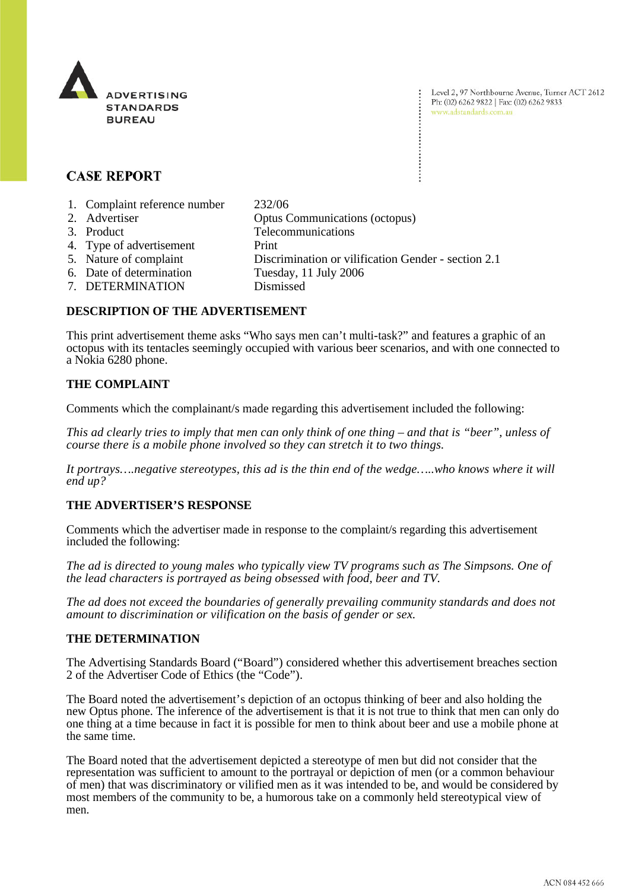ADVERTISING STANDARDS BUREAU

Level 2, 97 Northbourne Avenue, Turner ACT 2612
Ph: (02) 6262 9822 | Fax: (02) 6262 9833
www.adstandards.com.au

# CASE REPORT

| | |
|---|---|
| 1. Complaint reference number | 232/06 |
| 2. Advertiser | Optus Communications (octopus) |
| 3. Product | Telecommunications |
| 4. Type of advertisement | Print |
| 5. Nature of complaint | Discrimination or vilification Gender - section 2.1 |
| 6. Date of determination | Tuesday, 11 July 2006 |
| 7. DETERMINATION | Dismissed |

## DESCRIPTION OF THE ADVERTISEMENT

This print advertisement theme asks "Who says men can't multi-task?" and features a graphic of an octopus with its tentacles seemingly occupied with various beer scenarios, and with one connected to a Nokia 6280 phone.

## THE COMPLAINT

Comments which the complainant/s made regarding this advertisement included the following:

*This ad clearly tries to imply that men can only think of one thing – and that is "beer", unless of course there is a mobile phone involved so they can stretch it to two things.*

*It portrays….negative stereotypes, this ad is the thin end of the wedge…..who knows where it will end up?*

## THE ADVERTISER'S RESPONSE

Comments which the advertiser made in response to the complaint/s regarding this advertisement included the following:

*The ad is directed to young males who typically view TV programs such as The Simpsons. One of the lead characters is portrayed as being obsessed with food, beer and TV.*

*The ad does not exceed the boundaries of generally prevailing community standards and does not amount to discrimination or vilification on the basis of gender or sex.*

## THE DETERMINATION

The Advertising Standards Board ("Board") considered whether this advertisement breaches section 2 of the Advertiser Code of Ethics (the "Code").

The Board noted the advertisement's depiction of an octopus thinking of beer and also holding the new Optus phone. The inference of the advertisement is that it is not true to think that men can only do one thing at a time because in fact it is possible for men to think about beer and use a mobile phone at the same time.

The Board noted that the advertisement depicted a stereotype of men but did not consider that the representation was sufficient to amount to the portrayal or depiction of men (or a common behaviour of men) that was discriminatory or vilified men as it was intended to be, and would be considered by most members of the community to be, a humorous take on a commonly held stereotypical view of men.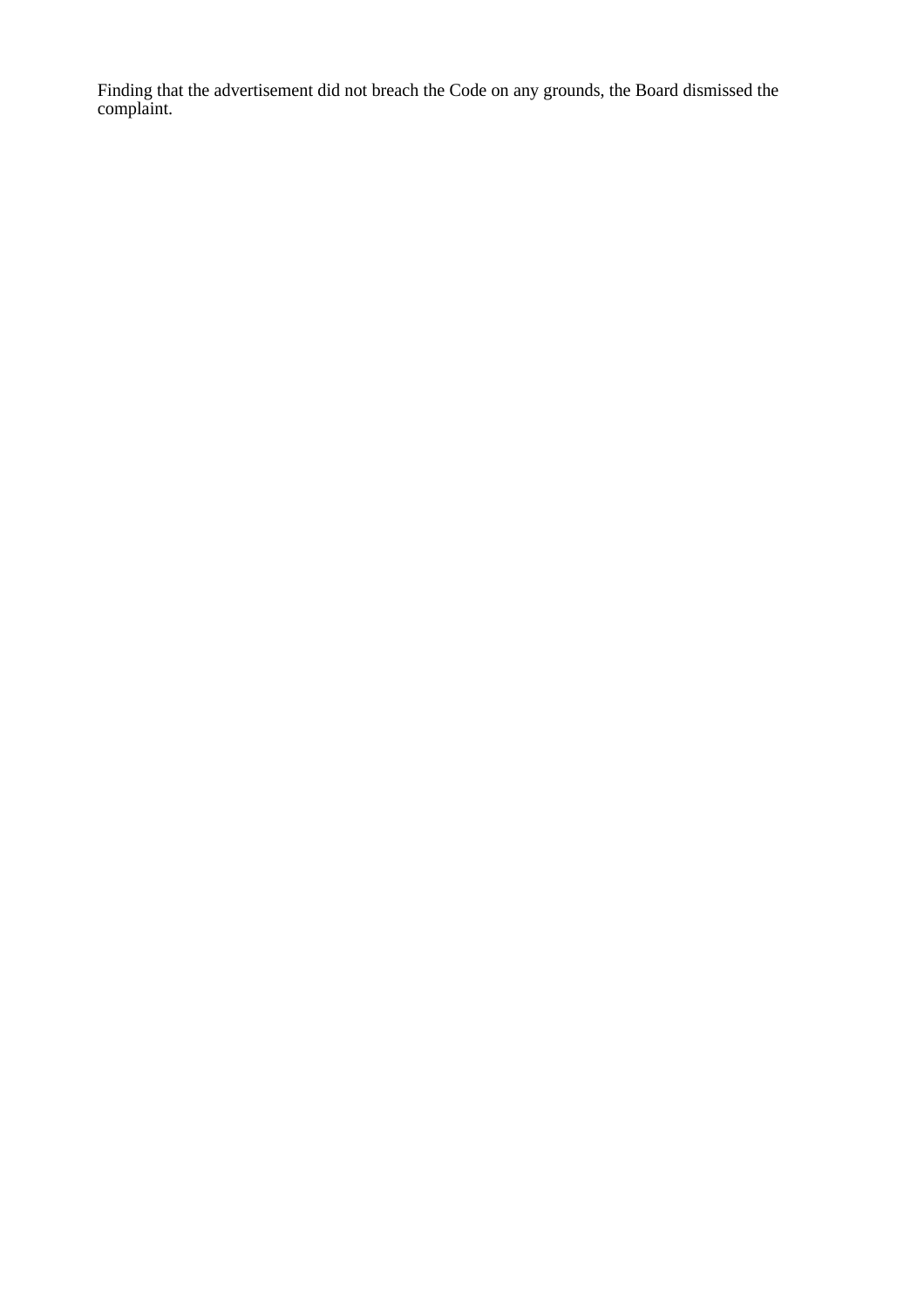Finding that the advertisement did not breach the Code on any grounds, the Board dismissed the complaint.